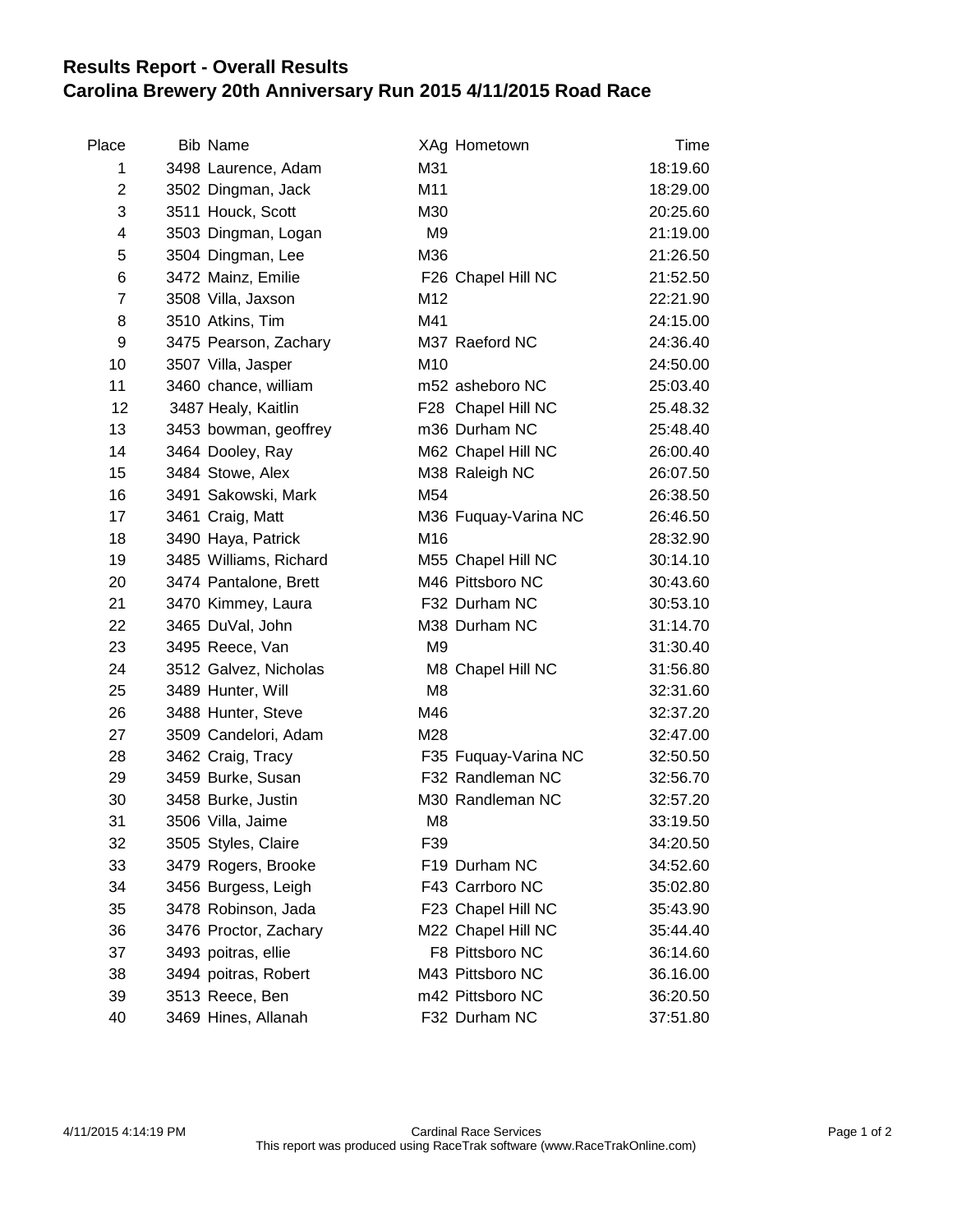# Results Report - Overall Results
## Carolina Brewery 20th Anniversary Run 2015 4/11/2015 Road Race

| Place | Bib | Name | XAg | Hometown | Time |
|---|---|---|---|---|---|
| 1 | 3498 | Laurence, Adam | M31 | | 18:19.60 |
| 2 | 3502 | Dingman, Jack | M11 | | 18:29.00 |
| 3 | 3511 | Houck, Scott | M30 | | 20:25.60 |
| 4 | 3503 | Dingman, Logan | M9 | | 21:19.00 |
| 5 | 3504 | Dingman, Lee | M36 | | 21:26.50 |
| 6 | 3472 | Mainz, Emilie | F26 | Chapel Hill NC | 21:52.50 |
| 7 | 3508 | Villa, Jaxson | M12 | | 22:21.90 |
| 8 | 3510 | Atkins, Tim | M41 | | 24:15.00 |
| 9 | 3475 | Pearson, Zachary | M37 | Raeford NC | 24:36.40 |
| 10 | 3507 | Villa, Jasper | M10 | | 24:50.00 |
| 11 | 3460 | chance, william | m52 | asheboro NC | 25:03.40 |
| 12 | 3487 | Healy, Kaitlin | F28 | Chapel Hill NC | 25.48.32 |
| 13 | 3453 | bowman, geoffrey | m36 | Durham NC | 25:48.40 |
| 14 | 3464 | Dooley, Ray | M62 | Chapel Hill NC | 26:00.40 |
| 15 | 3484 | Stowe, Alex | M38 | Raleigh NC | 26:07.50 |
| 16 | 3491 | Sakowski, Mark | M54 | | 26:38.50 |
| 17 | 3461 | Craig, Matt | M36 | Fuquay-Varina NC | 26:46.50 |
| 18 | 3490 | Haya, Patrick | M16 | | 28:32.90 |
| 19 | 3485 | Williams, Richard | M55 | Chapel Hill NC | 30:14.10 |
| 20 | 3474 | Pantalone, Brett | M46 | Pittsboro NC | 30:43.60 |
| 21 | 3470 | Kimmey, Laura | F32 | Durham NC | 30:53.10 |
| 22 | 3465 | DuVal, John | M38 | Durham NC | 31:14.70 |
| 23 | 3495 | Reece, Van | M9 | | 31:30.40 |
| 24 | 3512 | Galvez, Nicholas | M8 | Chapel Hill NC | 31:56.80 |
| 25 | 3489 | Hunter, Will | M8 | | 32:31.60 |
| 26 | 3488 | Hunter, Steve | M46 | | 32:37.20 |
| 27 | 3509 | Candelori, Adam | M28 | | 32:47.00 |
| 28 | 3462 | Craig, Tracy | F35 | Fuquay-Varina NC | 32:50.50 |
| 29 | 3459 | Burke, Susan | F32 | Randleman NC | 32:56.70 |
| 30 | 3458 | Burke, Justin | M30 | Randleman NC | 32:57.20 |
| 31 | 3506 | Villa, Jaime | M8 | | 33:19.50 |
| 32 | 3505 | Styles, Claire | F39 | | 34:20.50 |
| 33 | 3479 | Rogers, Brooke | F19 | Durham NC | 34:52.60 |
| 34 | 3456 | Burgess, Leigh | F43 | Carrboro NC | 35:02.80 |
| 35 | 3478 | Robinson, Jada | F23 | Chapel Hill NC | 35:43.90 |
| 36 | 3476 | Proctor, Zachary | M22 | Chapel Hill NC | 35:44.40 |
| 37 | 3493 | poitras, ellie | F8 | Pittsboro NC | 36:14.60 |
| 38 | 3494 | poitras, Robert | M43 | Pittsboro NC | 36.16.00 |
| 39 | 3513 | Reece, Ben | m42 | Pittsboro NC | 36:20.50 |
| 40 | 3469 | Hines, Allanah | F32 | Durham NC | 37:51.80 |

4/11/2015 4:14:19 PM Cardinal Race Services
This report was produced using RaceTrak software (www.RaceTrakOnline.com)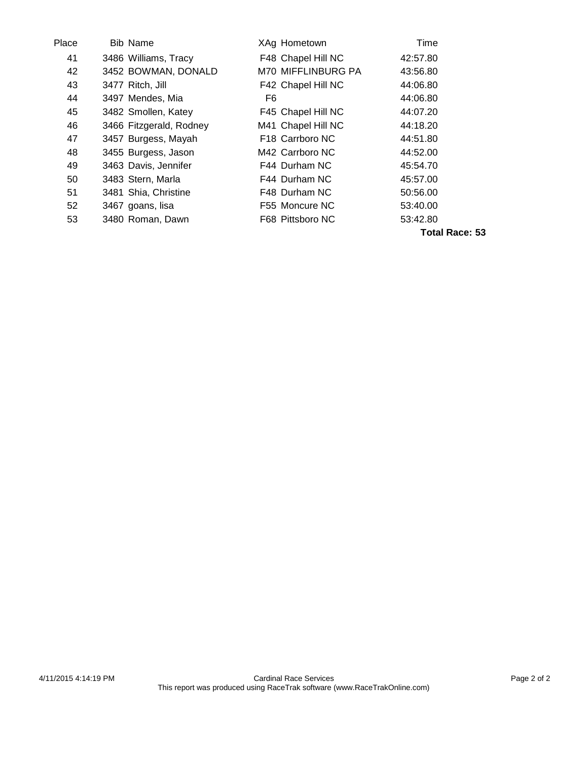| Place | Bib | Name | XAg | Hometown | Time |
|---|---|---|---|---|---|
| 41 | 3486 | Williams, Tracy | F48 | Chapel Hill NC | 42:57.80 |
| 42 | 3452 | BOWMAN, DONALD | M70 | MIFFLINBURG PA | 43:56.80 |
| 43 | 3477 | Ritch, Jill | F42 | Chapel Hill NC | 44:06.80 |
| 44 | 3497 | Mendes, Mia | F6 | | 44:06.80 |
| 45 | 3482 | Smollen, Katey | F45 | Chapel Hill NC | 44:07.20 |
| 46 | 3466 | Fitzgerald, Rodney | M41 | Chapel Hill NC | 44:18.20 |
| 47 | 3457 | Burgess, Mayah | F18 | Carrboro NC | 44:51.80 |
| 48 | 3455 | Burgess, Jason | M42 | Carrboro NC | 44:52.00 |
| 49 | 3463 | Davis, Jennifer | F44 | Durham NC | 45:54.70 |
| 50 | 3483 | Stern, Marla | F44 | Durham NC | 45:57.00 |
| 51 | 3481 | Shia, Christine | F48 | Durham NC | 50:56.00 |
| 52 | 3467 | goans, lisa | F55 | Moncure NC | 53:40.00 |
| 53 | 3480 | Roman, Dawn | F68 | Pittsboro NC | 53:42.80 |

**Total Race: 53**

4/11/2015 4:14:19 PM

Cardinal Race Services
This report was produced using RaceTrak software (www.RaceTrakOnline.com)